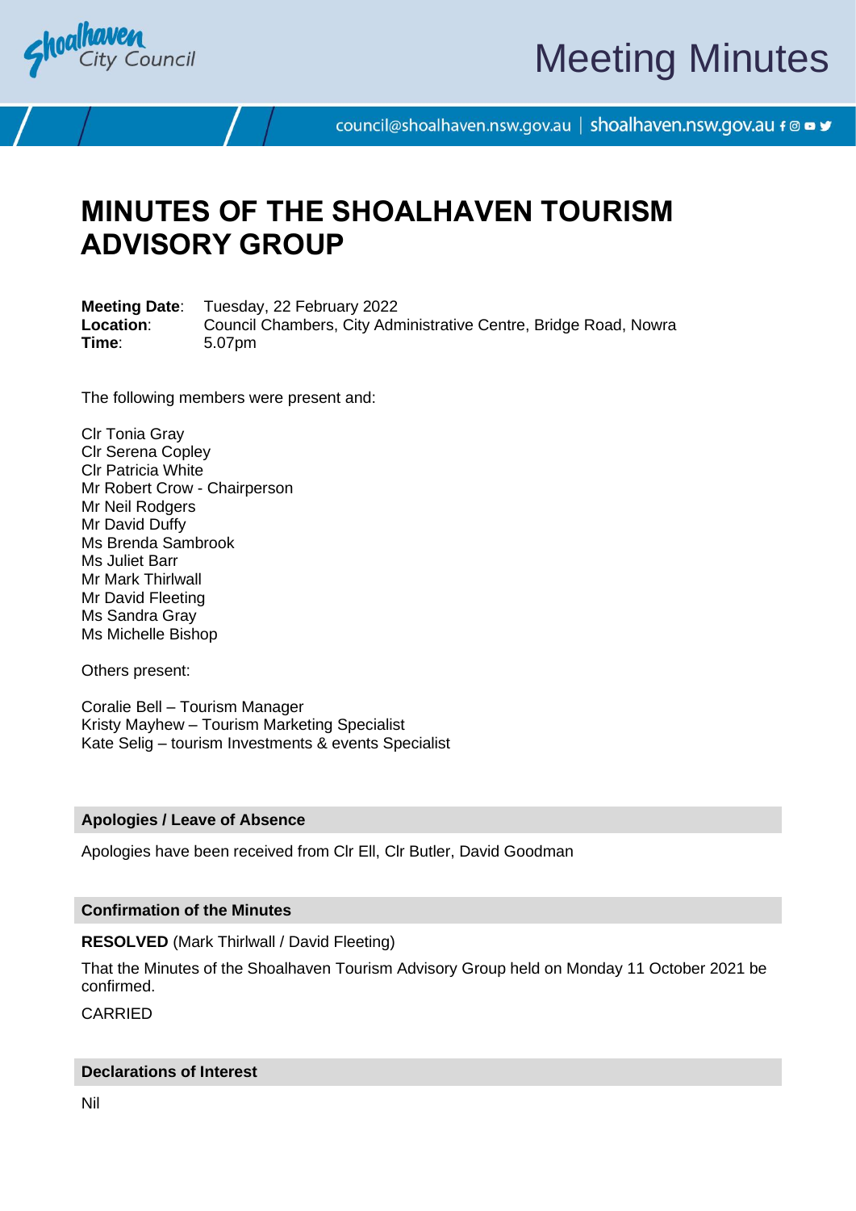# MINUTES OF THE SHOALHAVEN TOURISM ADVISORY GROUP

**Meeting Date**: Tuesday, 22 February 2022
**Location**: Council Chambers, City Administrative Centre, Bridge Road, Nowra
**Time**: 5.07pm

The following members were present and:

Clr Tonia Gray
Clr Serena Copley
Clr Patricia White
Mr Robert Crow - Chairperson
Mr Neil Rodgers
Mr David Duffy
Ms Brenda Sambrook
Ms Juliet Barr
Mr Mark Thirlwall
Mr David Fleeting
Ms Sandra Gray
Ms Michelle Bishop

Others present:

Coralie Bell – Tourism Manager
Kristy Mayhew – Tourism Marketing Specialist
Kate Selig – tourism Investments & events Specialist

## Apologies / Leave of Absence

Apologies have been received from Clr Ell, Clr Butler, David Goodman

## Confirmation of the Minutes

**RESOLVED** (Mark Thirlwall / David Fleeting)

That the Minutes of the Shoalhaven Tourism Advisory Group held on Monday 11 October 2021 be confirmed.

CARRIED

## Declarations of Interest

Nil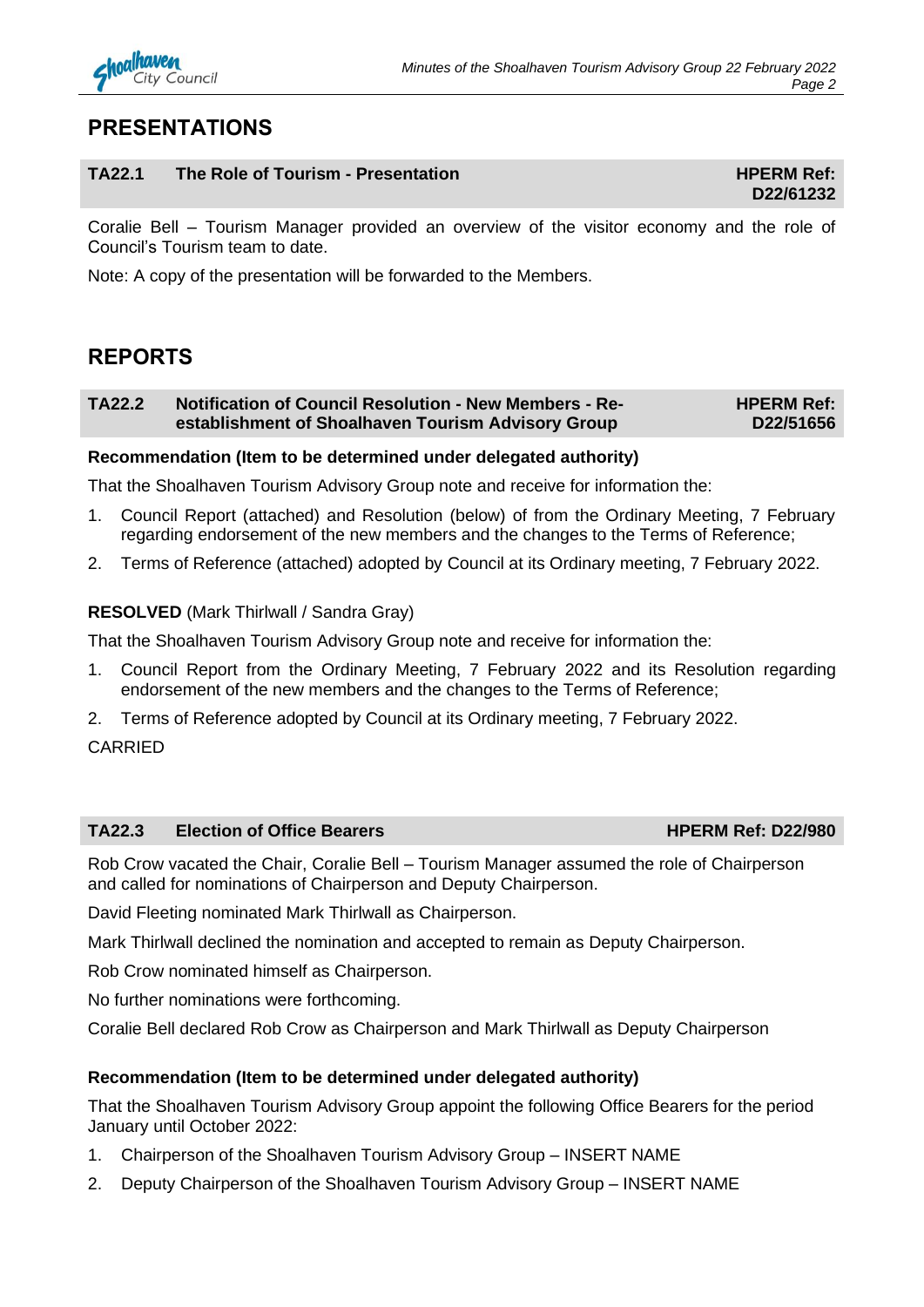## PRESENTATIONS

### TA22.1 The Role of Tourism - Presentation — HPERM Ref: D22/61232

Coralie Bell – Tourism Manager provided an overview of the visitor economy and the role of Council's Tourism team to date.

Note: A copy of the presentation will be forwarded to the Members.

## REPORTS

### TA22.2 Notification of Council Resolution - New Members - Re-establishment of Shoalhaven Tourism Advisory Group — HPERM Ref: D22/51656

**Recommendation (Item to be determined under delegated authority)**

That the Shoalhaven Tourism Advisory Group note and receive for information the:

1. Council Report (attached) and Resolution (below) of from the Ordinary Meeting, 7 February regarding endorsement of the new members and the changes to the Terms of Reference;
2. Terms of Reference (attached) adopted by Council at its Ordinary meeting, 7 February 2022.

**RESOLVED** (Mark Thirlwall / Sandra Gray)

That the Shoalhaven Tourism Advisory Group note and receive for information the:

1. Council Report from the Ordinary Meeting, 7 February 2022 and its Resolution regarding endorsement of the new members and the changes to the Terms of Reference;
2. Terms of Reference adopted by Council at its Ordinary meeting, 7 February 2022.

CARRIED

### TA22.3 Election of Office Bearers — HPERM Ref: D22/980

Rob Crow vacated the Chair, Coralie Bell – Tourism Manager assumed the role of Chairperson and called for nominations of Chairperson and Deputy Chairperson.

David Fleeting nominated Mark Thirlwall as Chairperson.

Mark Thirlwall declined the nomination and accepted to remain as Deputy Chairperson.

Rob Crow nominated himself as Chairperson.

No further nominations were forthcoming.

Coralie Bell declared Rob Crow as Chairperson and Mark Thirlwall as Deputy Chairperson

**Recommendation (Item to be determined under delegated authority)**

That the Shoalhaven Tourism Advisory Group appoint the following Office Bearers for the period January until October 2022:

1. Chairperson of the Shoalhaven Tourism Advisory Group – INSERT NAME
2. Deputy Chairperson of the Shoalhaven Tourism Advisory Group – INSERT NAME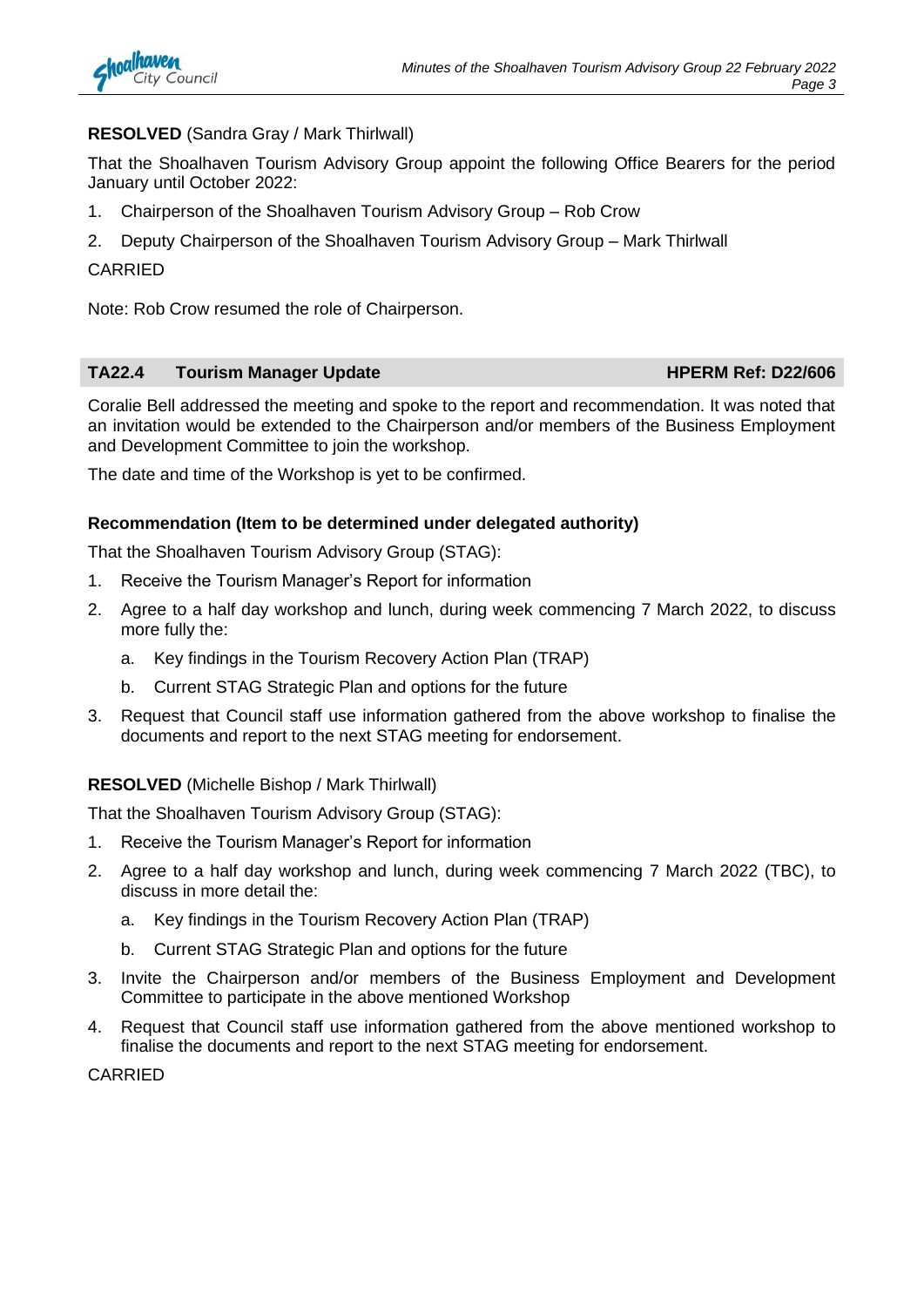**RESOLVED** (Sandra Gray / Mark Thirlwall)

That the Shoalhaven Tourism Advisory Group appoint the following Office Bearers for the period January until October 2022:

1. Chairperson of the Shoalhaven Tourism Advisory Group – Rob Crow
2. Deputy Chairperson of the Shoalhaven Tourism Advisory Group – Mark Thirlwall

CARRIED

Note: Rob Crow resumed the role of Chairperson.

## TA22.4 Tourism Manager Update — HPERM Ref: D22/606

Coralie Bell addressed the meeting and spoke to the report and recommendation. It was noted that an invitation would be extended to the Chairperson and/or members of the Business Employment and Development Committee to join the workshop.

The date and time of the Workshop is yet to be confirmed.

**Recommendation (Item to be determined under delegated authority)**

That the Shoalhaven Tourism Advisory Group (STAG):

1. Receive the Tourism Manager's Report for information
2. Agree to a half day workshop and lunch, during week commencing 7 March 2022, to discuss more fully the:
   a. Key findings in the Tourism Recovery Action Plan (TRAP)
   b. Current STAG Strategic Plan and options for the future
3. Request that Council staff use information gathered from the above workshop to finalise the documents and report to the next STAG meeting for endorsement.

**RESOLVED** (Michelle Bishop / Mark Thirlwall)

That the Shoalhaven Tourism Advisory Group (STAG):

1. Receive the Tourism Manager's Report for information
2. Agree to a half day workshop and lunch, during week commencing 7 March 2022 (TBC), to discuss in more detail the:
   a. Key findings in the Tourism Recovery Action Plan (TRAP)
   b. Current STAG Strategic Plan and options for the future
3. Invite the Chairperson and/or members of the Business Employment and Development Committee to participate in the above mentioned Workshop
4. Request that Council staff use information gathered from the above mentioned workshop to finalise the documents and report to the next STAG meeting for endorsement.

CARRIED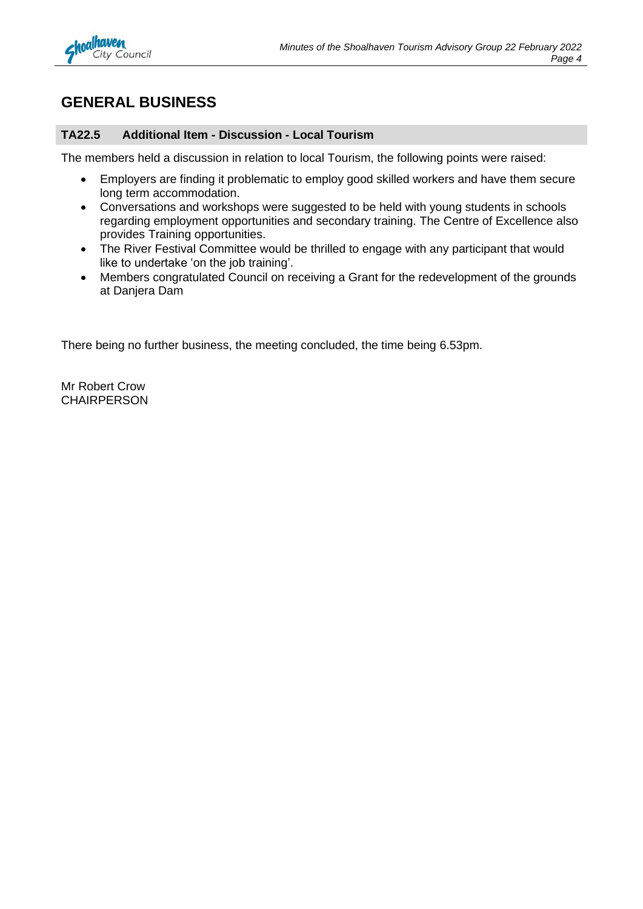## GENERAL BUSINESS

### TA22.5 Additional Item - Discussion - Local Tourism

The members held a discussion in relation to local Tourism, the following points were raised:

- Employers are finding it problematic to employ good skilled workers and have them secure long term accommodation.
- Conversations and workshops were suggested to be held with young students in schools regarding employment opportunities and secondary training. The Centre of Excellence also provides Training opportunities.
- The River Festival Committee would be thrilled to engage with any participant that would like to undertake 'on the job training'.
- Members congratulated Council on receiving a Grant for the redevelopment of the grounds at Danjera Dam

There being no further business, the meeting concluded, the time being 6.53pm.

Mr Robert Crow
CHAIRPERSON